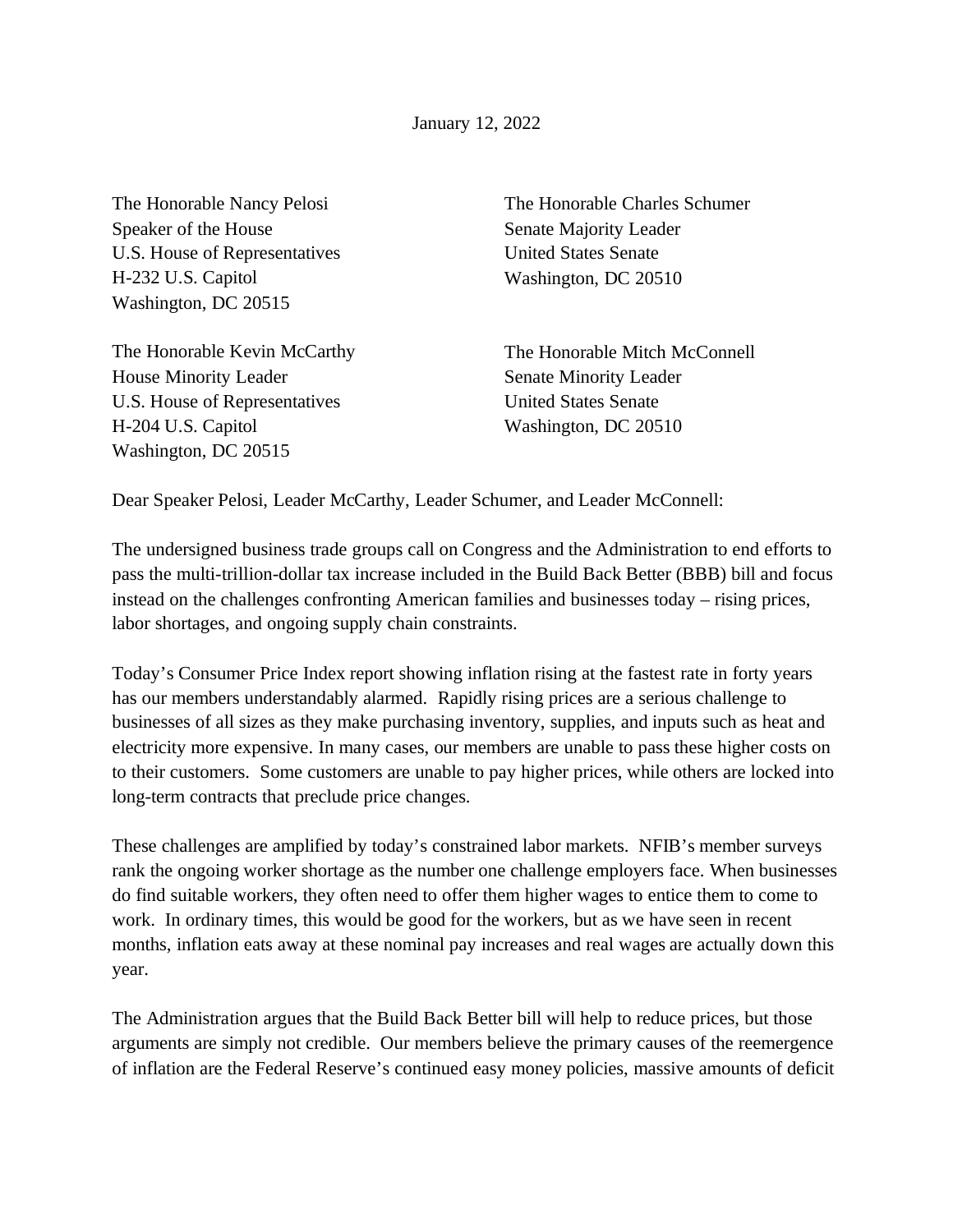January 12, 2022

The Honorable Nancy Pelosi
Speaker of the House
U.S. House of Representatives
H-232 U.S. Capitol
Washington, DC 20515

The Honorable Charles Schumer
Senate Majority Leader
United States Senate
Washington, DC 20510

The Honorable Kevin McCarthy
House Minority Leader
U.S. House of Representatives
H-204 U.S. Capitol
Washington, DC 20515

The Honorable Mitch McConnell
Senate Minority Leader
United States Senate
Washington, DC 20510

Dear Speaker Pelosi, Leader McCarthy, Leader Schumer, and Leader McConnell:

The undersigned business trade groups call on Congress and the Administration to end efforts to pass the multi-trillion-dollar tax increase included in the Build Back Better (BBB) bill and focus instead on the challenges confronting American families and businesses today – rising prices, labor shortages, and ongoing supply chain constraints.

Today's Consumer Price Index report showing inflation rising at the fastest rate in forty years has our members understandably alarmed. Rapidly rising prices are a serious challenge to businesses of all sizes as they make purchasing inventory, supplies, and inputs such as heat and electricity more expensive. In many cases, our members are unable to pass these higher costs on to their customers. Some customers are unable to pay higher prices, while others are locked into long-term contracts that preclude price changes.

These challenges are amplified by today's constrained labor markets. NFIB's member surveys rank the ongoing worker shortage as the number one challenge employers face. When businesses do find suitable workers, they often need to offer them higher wages to entice them to come to work. In ordinary times, this would be good for the workers, but as we have seen in recent months, inflation eats away at these nominal pay increases and real wages are actually down this year.

The Administration argues that the Build Back Better bill will help to reduce prices, but those arguments are simply not credible. Our members believe the primary causes of the reemergence of inflation are the Federal Reserve's continued easy money policies, massive amounts of deficit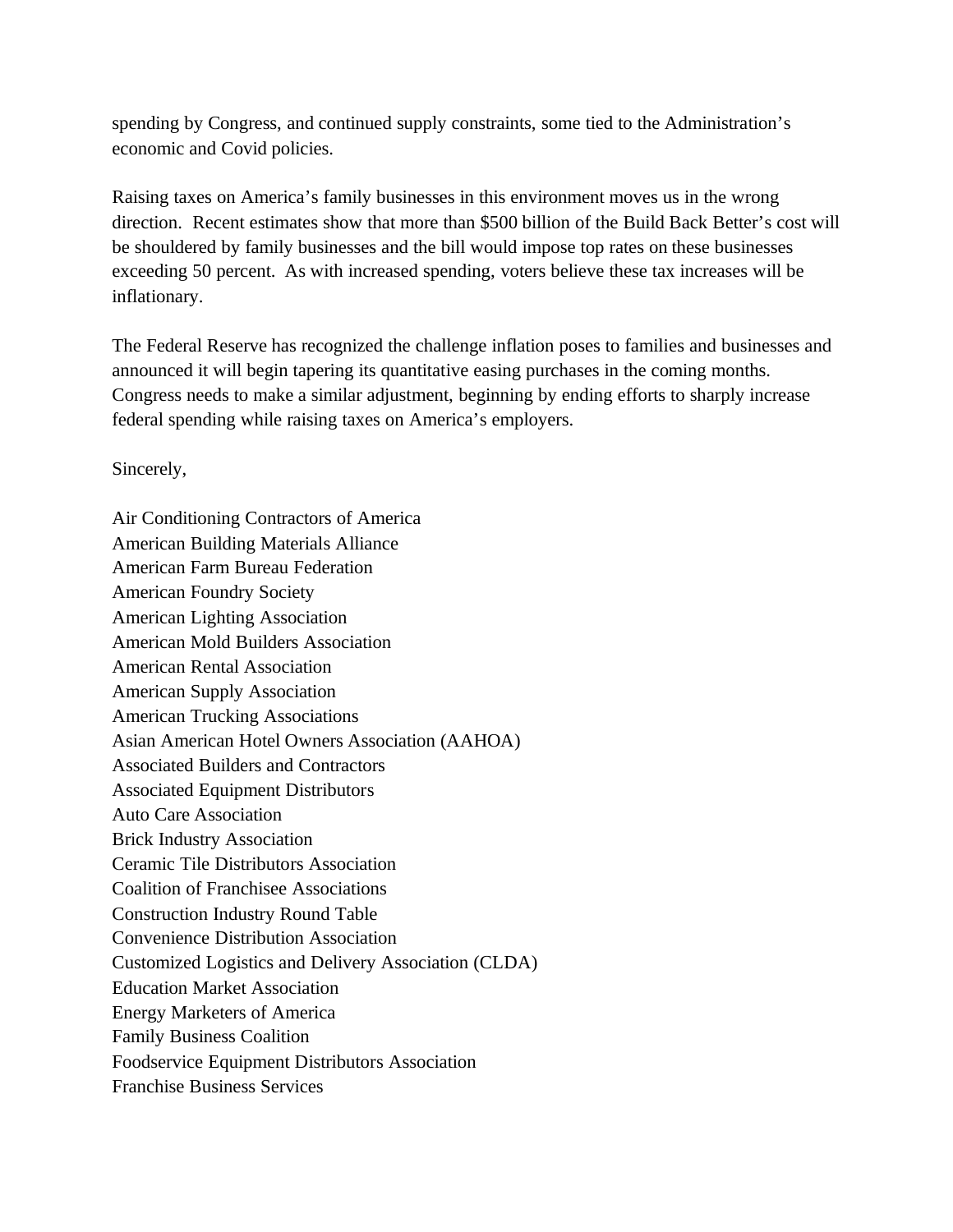spending by Congress, and continued supply constraints, some tied to the Administration's economic and Covid policies.

Raising taxes on America's family businesses in this environment moves us in the wrong direction. Recent estimates show that more than $500 billion of the Build Back Better's cost will be shouldered by family businesses and the bill would impose top rates on these businesses exceeding 50 percent. As with increased spending, voters believe these tax increases will be inflationary.

The Federal Reserve has recognized the challenge inflation poses to families and businesses and announced it will begin tapering its quantitative easing purchases in the coming months. Congress needs to make a similar adjustment, beginning by ending efforts to sharply increase federal spending while raising taxes on America's employers.

Sincerely,

Air Conditioning Contractors of America
American Building Materials Alliance
American Farm Bureau Federation
American Foundry Society
American Lighting Association
American Mold Builders Association
American Rental Association
American Supply Association
American Trucking Associations
Asian American Hotel Owners Association (AAHOA)
Associated Builders and Contractors
Associated Equipment Distributors
Auto Care Association
Brick Industry Association
Ceramic Tile Distributors Association
Coalition of Franchisee Associations
Construction Industry Round Table
Convenience Distribution Association
Customized Logistics and Delivery Association (CLDA)
Education Market Association
Energy Marketers of America
Family Business Coalition
Foodservice Equipment Distributors Association
Franchise Business Services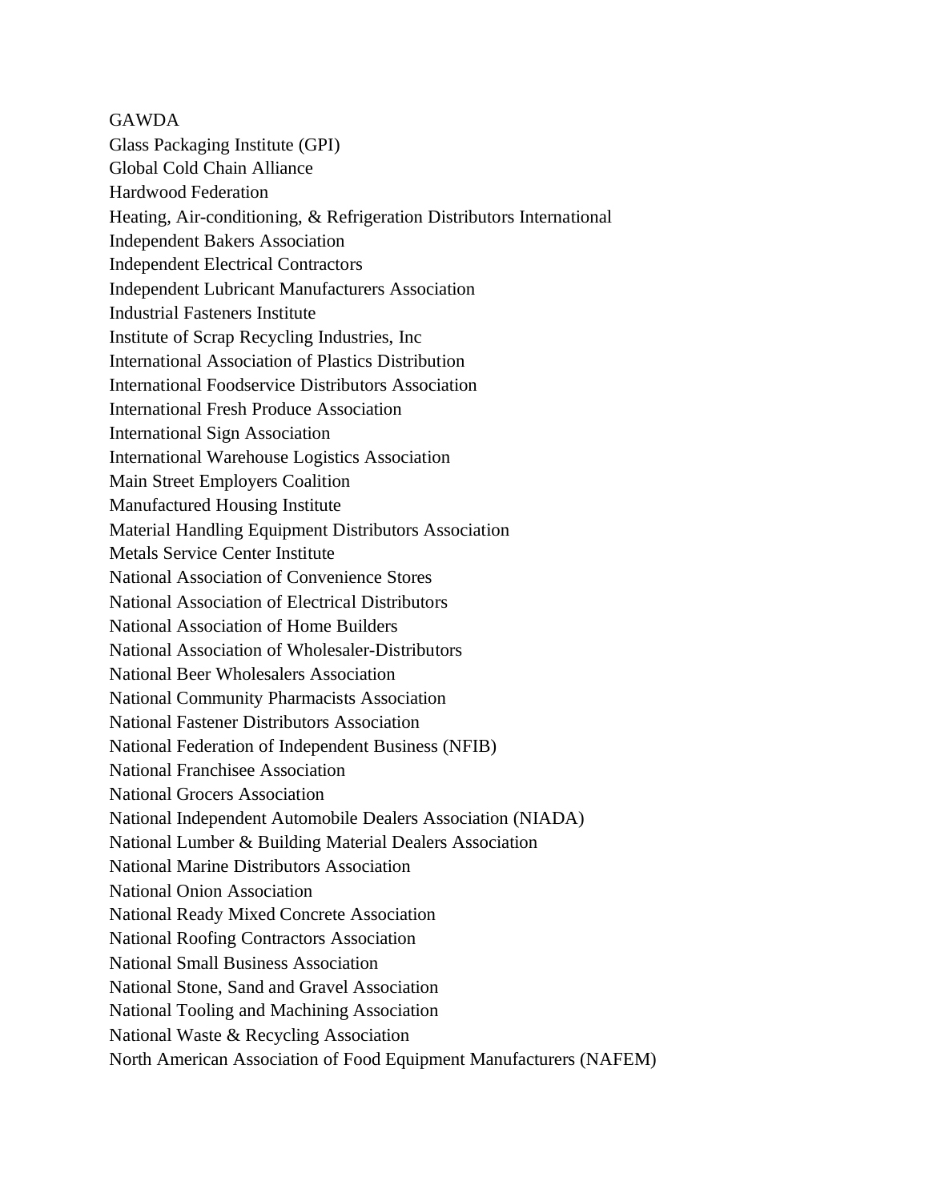GAWDA
Glass Packaging Institute (GPI)
Global Cold Chain Alliance
Hardwood Federation
Heating, Air-conditioning, & Refrigeration Distributors International
Independent Bakers Association
Independent Electrical Contractors
Independent Lubricant Manufacturers Association
Industrial Fasteners Institute
Institute of Scrap Recycling Industries, Inc
International Association of Plastics Distribution
International Foodservice Distributors Association
International Fresh Produce Association
International Sign Association
International Warehouse Logistics Association
Main Street Employers Coalition
Manufactured Housing Institute
Material Handling Equipment Distributors Association
Metals Service Center Institute
National Association of Convenience Stores
National Association of Electrical Distributors
National Association of Home Builders
National Association of Wholesaler-Distributors
National Beer Wholesalers Association
National Community Pharmacists Association
National Fastener Distributors Association
National Federation of Independent Business (NFIB)
National Franchisee Association
National Grocers Association
National Independent Automobile Dealers Association (NIADA)
National Lumber & Building Material Dealers Association
National Marine Distributors Association
National Onion Association
National Ready Mixed Concrete Association
National Roofing Contractors Association
National Small Business Association
National Stone, Sand and Gravel Association
National Tooling and Machining Association
National Waste & Recycling Association
North American Association of Food Equipment Manufacturers (NAFEM)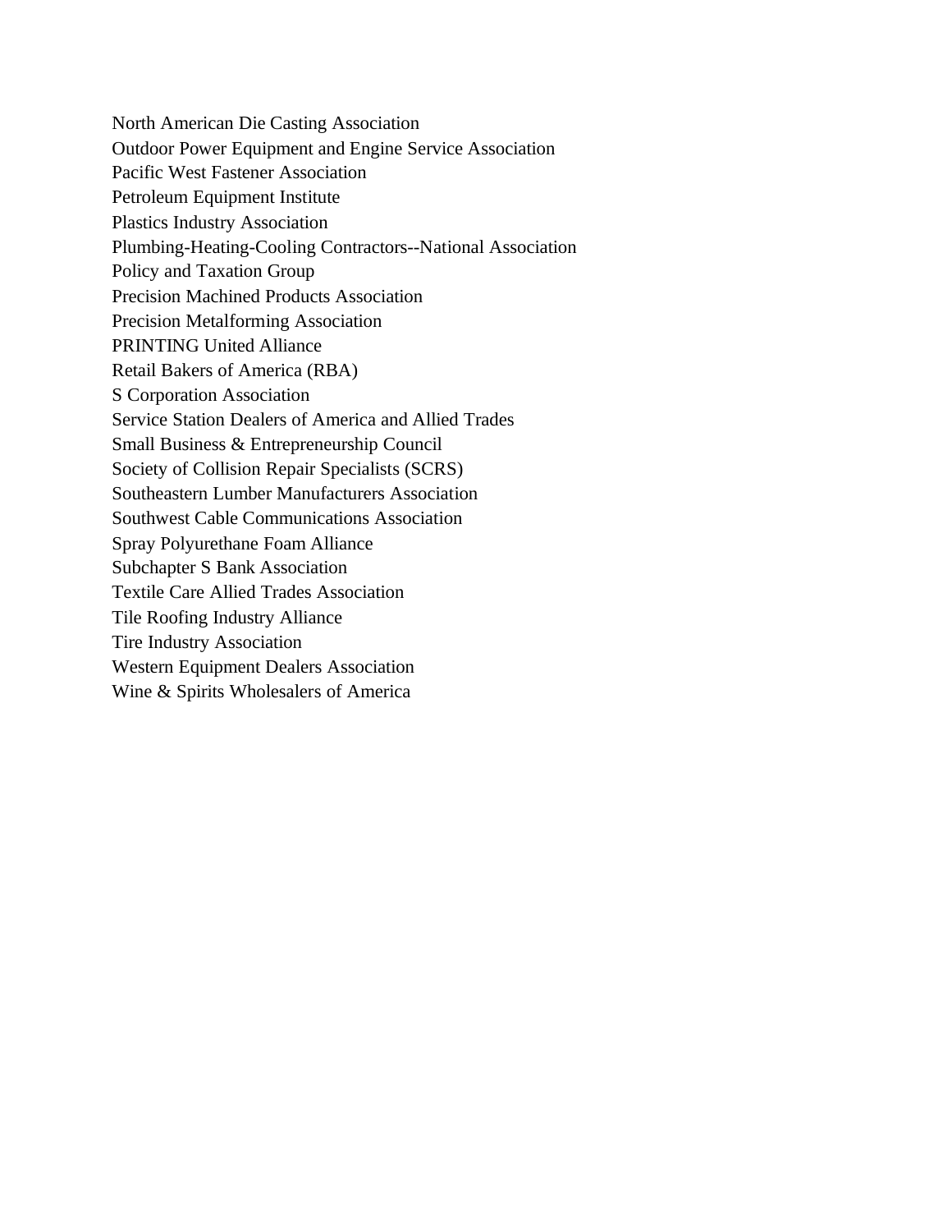North American Die Casting Association
Outdoor Power Equipment and Engine Service Association
Pacific West Fastener Association
Petroleum Equipment Institute
Plastics Industry Association
Plumbing-Heating-Cooling Contractors--National Association
Policy and Taxation Group
Precision Machined Products Association
Precision Metalforming Association
PRINTING United Alliance
Retail Bakers of America (RBA)
S Corporation Association
Service Station Dealers of America and Allied Trades
Small Business & Entrepreneurship Council
Society of Collision Repair Specialists (SCRS)
Southeastern Lumber Manufacturers Association
Southwest Cable Communications Association
Spray Polyurethane Foam Alliance
Subchapter S Bank Association
Textile Care Allied Trades Association
Tile Roofing Industry Alliance
Tire Industry Association
Western Equipment Dealers Association
Wine & Spirits Wholesalers of America